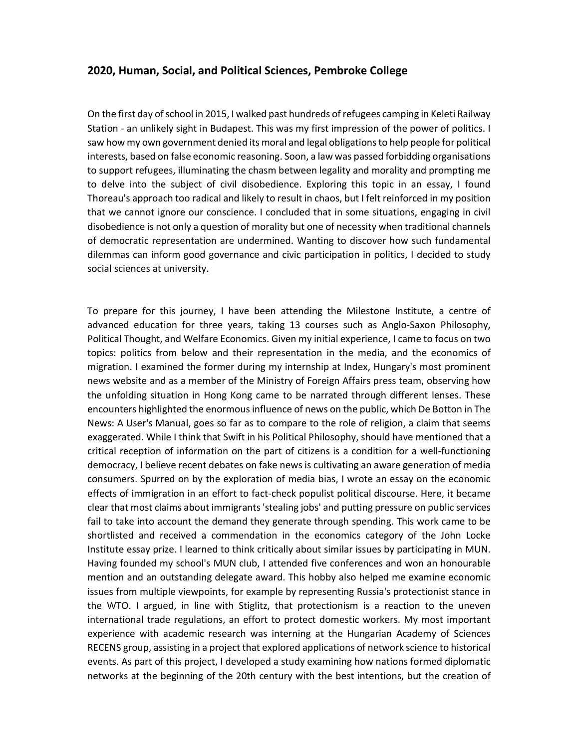**2020, Human, Social, and Political Sciences, Pembroke College**

On the first day of school in 2015, I walked past hundreds of refugees camping in Keleti Railway Station - an unlikely sight in Budapest. This was my first impression of the power of politics. I saw how my own government denied its moral and legal obligations to help people for political interests, based on false economic reasoning. Soon, a law was passed forbidding organisations to support refugees, illuminating the chasm between legality and morality and prompting me to delve into the subject of civil disobedience. Exploring this topic in an essay, I found Thoreau's approach too radical and likely to result in chaos, but I felt reinforced in my position that we cannot ignore our conscience. I concluded that in some situations, engaging in civil disobedience is not only a question of morality but one of necessity when traditional channels of democratic representation are undermined. Wanting to discover how such fundamental dilemmas can inform good governance and civic participation in politics, I decided to study social sciences at university.

To prepare for this journey, I have been attending the Milestone Institute, a centre of advanced education for three years, taking 13 courses such as Anglo-Saxon Philosophy, Political Thought, and Welfare Economics. Given my initial experience, I came to focus on two topics: politics from below and their representation in the media, and the economics of migration. I examined the former during my internship at Index, Hungary's most prominent news website and as a member of the Ministry of Foreign Affairs press team, observing how the unfolding situation in Hong Kong came to be narrated through different lenses. These encounters highlighted the enormous influence of news on the public, which De Botton in The News: A User's Manual, goes so far as to compare to the role of religion, a claim that seems exaggerated. While I think that Swift in his Political Philosophy, should have mentioned that a critical reception of information on the part of citizens is a condition for a well-functioning democracy, I believe recent debates on fake news is cultivating an aware generation of media consumers. Spurred on by the exploration of media bias, I wrote an essay on the economic effects of immigration in an effort to fact-check populist political discourse. Here, it became clear that most claims about immigrants 'stealing jobs' and putting pressure on public services fail to take into account the demand they generate through spending. This work came to be shortlisted and received a commendation in the economics category of the John Locke Institute essay prize. I learned to think critically about similar issues by participating in MUN. Having founded my school's MUN club, I attended five conferences and won an honourable mention and an outstanding delegate award. This hobby also helped me examine economic issues from multiple viewpoints, for example by representing Russia's protectionist stance in the WTO. I argued, in line with Stiglitz, that protectionism is a reaction to the uneven international trade regulations, an effort to protect domestic workers. My most important experience with academic research was interning at the Hungarian Academy of Sciences RECENS group, assisting in a project that explored applications of network science to historical events. As part of this project, I developed a study examining how nations formed diplomatic networks at the beginning of the 20th century with the best intentions, but the creation of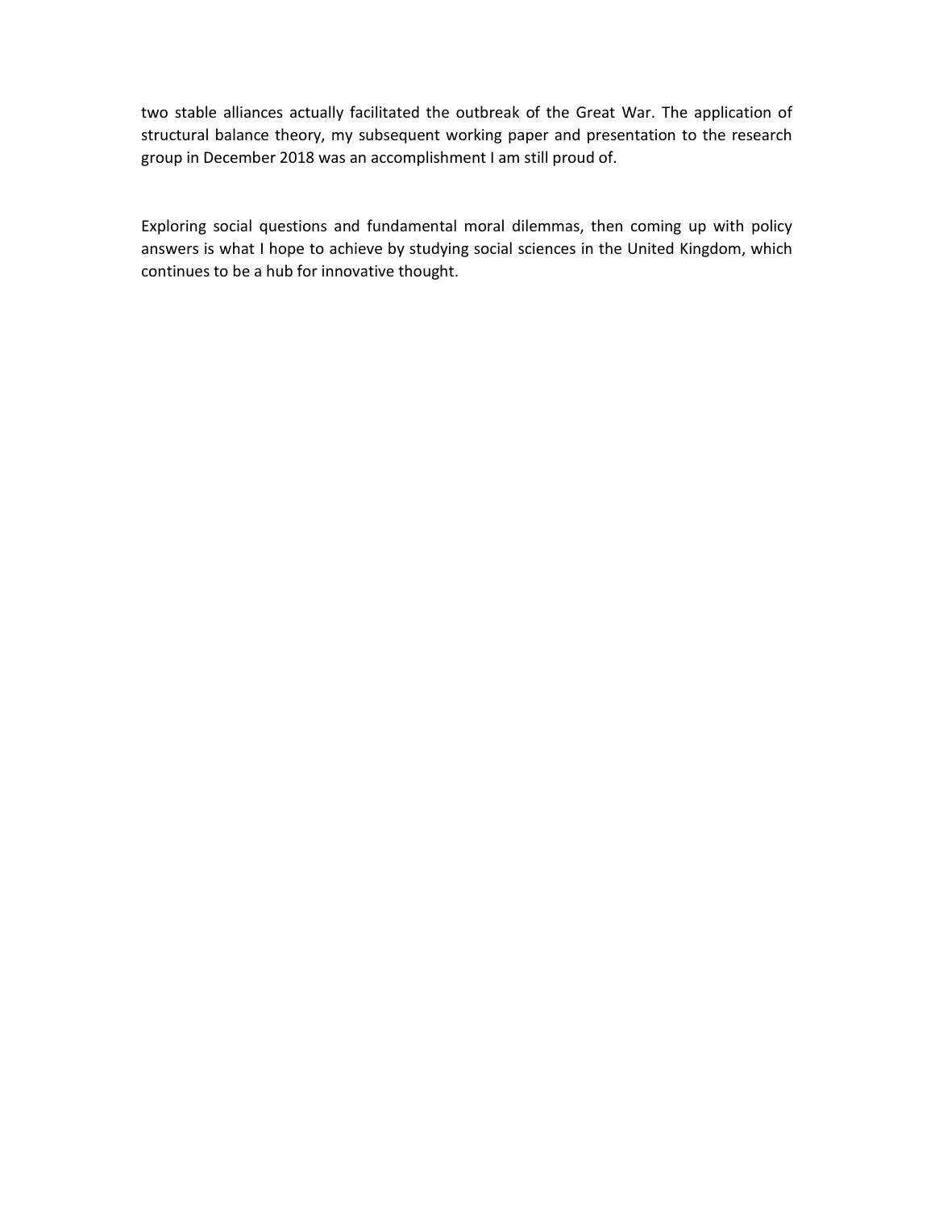two stable alliances actually facilitated the outbreak of the Great War. The application of structural balance theory, my subsequent working paper and presentation to the research group in December 2018 was an accomplishment I am still proud of.

Exploring social questions and fundamental moral dilemmas, then coming up with policy answers is what I hope to achieve by studying social sciences in the United Kingdom, which continues to be a hub for innovative thought.